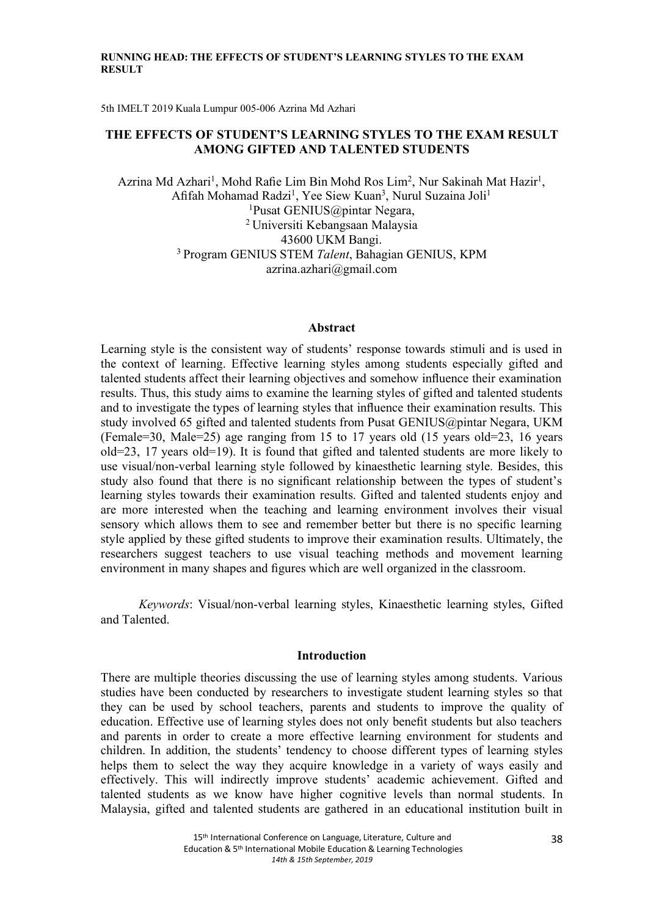5th IMELT 2019 Kuala Lumpur 005-006 Azrina Md Azhari

# THE EFFECTS OF STUDENT'S LEARNING STYLES TO THE EXAM RESULT AMONG GIFTED AND TALENTED STUDENTS

Azrina Md Azhari[1], Mohd Rafie Lim Bin Mohd Ros Lim[2], Nur Sakinah Mat Hazir[1], Afifah Mohamad Radzi[1], Yee Siew Kuan[3], Nurul Suzaina Joli[1]

[1]Pusat GENIUS@pintar Negara,
[2] Universiti Kebangsaan Malaysia
43600 UKM Bangi.
[3] Program GENIUS STEM *Talent*, Bahagian GENIUS, KPM
azrina.azhari@gmail.com

## Abstract

Learning style is the consistent way of students' response towards stimuli and is used in the context of learning. Effective learning styles among students especially gifted and talented students affect their learning objectives and somehow influence their examination results. Thus, this study aims to examine the learning styles of gifted and talented students and to investigate the types of learning styles that influence their examination results. This study involved 65 gifted and talented students from Pusat GENIUS@pintar Negara, UKM (Female=30, Male=25) age ranging from 15 to 17 years old (15 years old=23, 16 years old=23, 17 years old=19). It is found that gifted and talented students are more likely to use visual/non-verbal learning style followed by kinaesthetic learning style. Besides, this study also found that there is no significant relationship between the types of student's learning styles towards their examination results. Gifted and talented students enjoy and are more interested when the teaching and learning environment involves their visual sensory which allows them to see and remember better but there is no specific learning style applied by these gifted students to improve their examination results. Ultimately, the researchers suggest teachers to use visual teaching methods and movement learning environment in many shapes and figures which are well organized in the classroom.

*Keywords*: Visual/non-verbal learning styles, Kinaesthetic learning styles, Gifted and Talented.

## Introduction

There are multiple theories discussing the use of learning styles among students. Various studies have been conducted by researchers to investigate student learning styles so that they can be used by school teachers, parents and students to improve the quality of education. Effective use of learning styles does not only benefit students but also teachers and parents in order to create a more effective learning environment for students and children. In addition, the students' tendency to choose different types of learning styles helps them to select the way they acquire knowledge in a variety of ways easily and effectively. This will indirectly improve students' academic achievement. Gifted and talented students as we know have higher cognitive levels than normal students. In Malaysia, gifted and talented students are gathered in an educational institution built in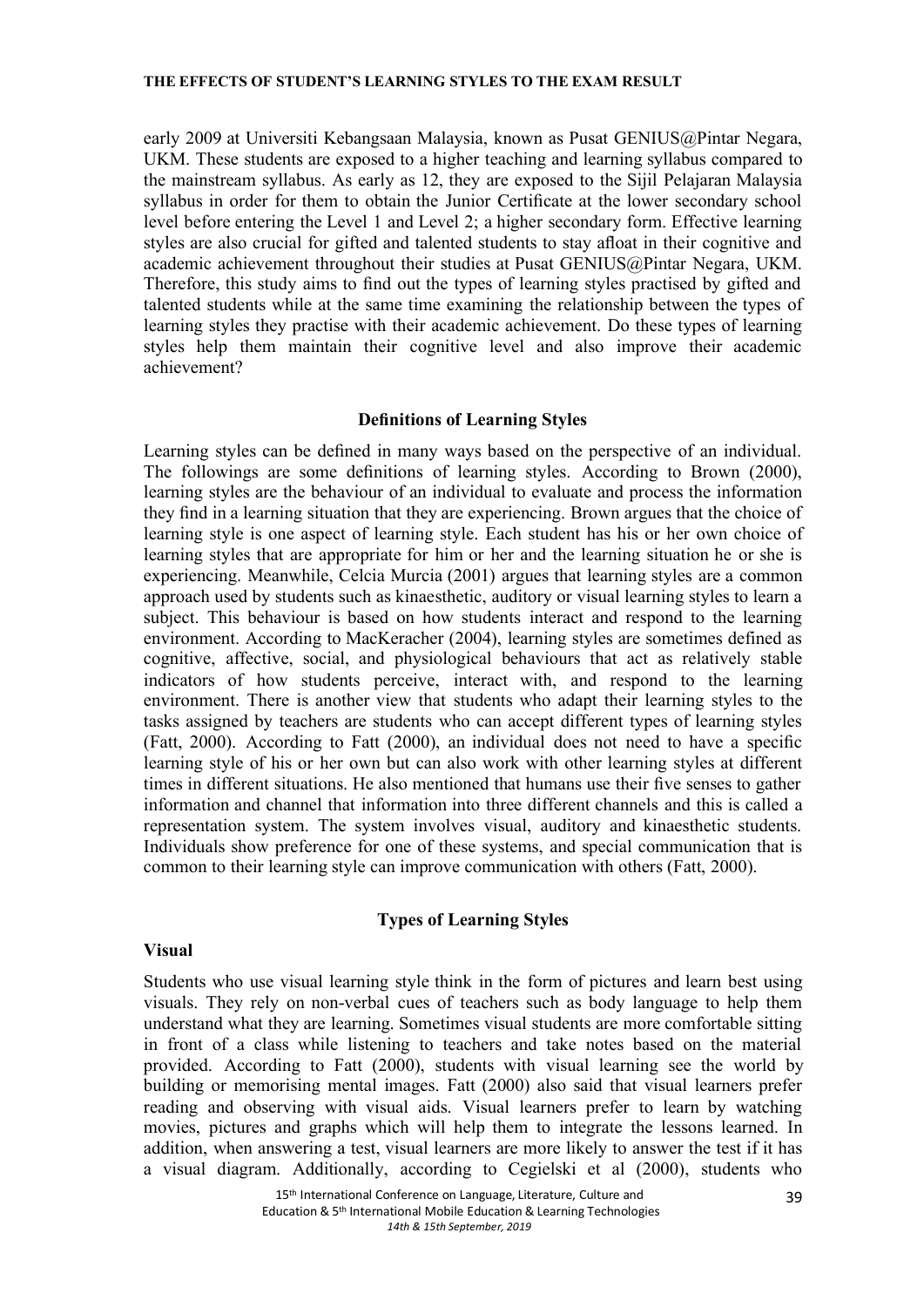early 2009 at Universiti Kebangsaan Malaysia, known as Pusat GENIUS@Pintar Negara, UKM. These students are exposed to a higher teaching and learning syllabus compared to the mainstream syllabus. As early as 12, they are exposed to the Sijil Pelajaran Malaysia syllabus in order for them to obtain the Junior Certificate at the lower secondary school level before entering the Level 1 and Level 2; a higher secondary form. Effective learning styles are also crucial for gifted and talented students to stay afloat in their cognitive and academic achievement throughout their studies at Pusat GENIUS@Pintar Negara, UKM. Therefore, this study aims to find out the types of learning styles practised by gifted and talented students while at the same time examining the relationship between the types of learning styles they practise with their academic achievement. Do these types of learning styles help them maintain their cognitive level and also improve their academic achievement?

## Definitions of Learning Styles

Learning styles can be defined in many ways based on the perspective of an individual. The followings are some definitions of learning styles. According to Brown (2000), learning styles are the behaviour of an individual to evaluate and process the information they find in a learning situation that they are experiencing. Brown argues that the choice of learning style is one aspect of learning style. Each student has his or her own choice of learning styles that are appropriate for him or her and the learning situation he or she is experiencing. Meanwhile, Celcia Murcia (2001) argues that learning styles are a common approach used by students such as kinaesthetic, auditory or visual learning styles to learn a subject. This behaviour is based on how students interact and respond to the learning environment. According to MacKeracher (2004), learning styles are sometimes defined as cognitive, affective, social, and physiological behaviours that act as relatively stable indicators of how students perceive, interact with, and respond to the learning environment. There is another view that students who adapt their learning styles to the tasks assigned by teachers are students who can accept different types of learning styles (Fatt, 2000). According to Fatt (2000), an individual does not need to have a specific learning style of his or her own but can also work with other learning styles at different times in different situations. He also mentioned that humans use their five senses to gather information and channel that information into three different channels and this is called a representation system. The system involves visual, auditory and kinaesthetic students. Individuals show preference for one of these systems, and special communication that is common to their learning style can improve communication with others (Fatt, 2000).

## Types of Learning Styles

### Visual

Students who use visual learning style think in the form of pictures and learn best using visuals. They rely on non-verbal cues of teachers such as body language to help them understand what they are learning. Sometimes visual students are more comfortable sitting in front of a class while listening to teachers and take notes based on the material provided. According to Fatt (2000), students with visual learning see the world by building or memorising mental images. Fatt (2000) also said that visual learners prefer reading and observing with visual aids. Visual learners prefer to learn by watching movies, pictures and graphs which will help them to integrate the lessons learned. In addition, when answering a test, visual learners are more likely to answer the test if it has a visual diagram. Additionally, according to Cegielski et al (2000), students who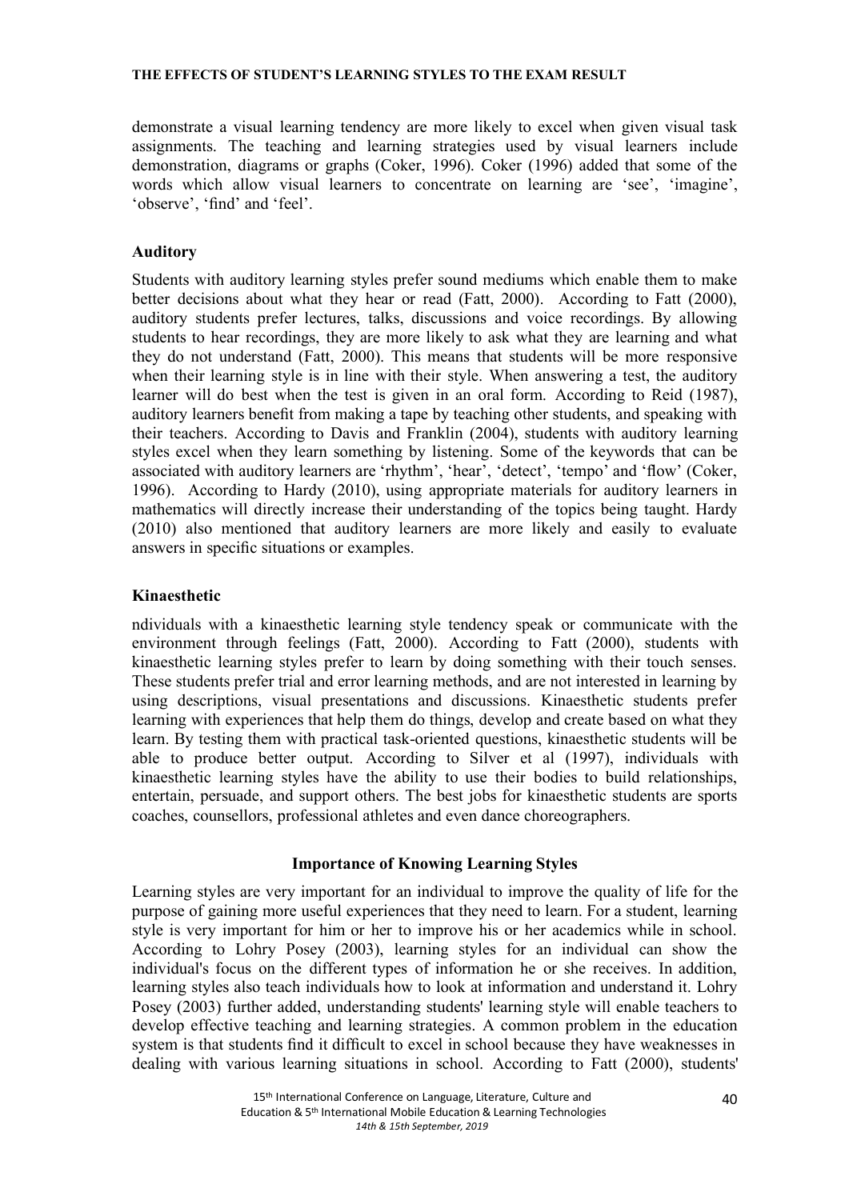demonstrate a visual learning tendency are more likely to excel when given visual task assignments. The teaching and learning strategies used by visual learners include demonstration, diagrams or graphs (Coker, 1996). Coker (1996) added that some of the words which allow visual learners to concentrate on learning are 'see', 'imagine', 'observe', 'find' and 'feel'.

### Auditory

Students with auditory learning styles prefer sound mediums which enable them to make better decisions about what they hear or read (Fatt, 2000). According to Fatt (2000), auditory students prefer lectures, talks, discussions and voice recordings. By allowing students to hear recordings, they are more likely to ask what they are learning and what they do not understand (Fatt, 2000). This means that students will be more responsive when their learning style is in line with their style. When answering a test, the auditory learner will do best when the test is given in an oral form. According to Reid (1987), auditory learners benefit from making a tape by teaching other students, and speaking with their teachers. According to Davis and Franklin (2004), students with auditory learning styles excel when they learn something by listening. Some of the keywords that can be associated with auditory learners are 'rhythm', 'hear', 'detect', 'tempo' and 'flow' (Coker, 1996). According to Hardy (2010), using appropriate materials for auditory learners in mathematics will directly increase their understanding of the topics being taught. Hardy (2010) also mentioned that auditory learners are more likely and easily to evaluate answers in specific situations or examples.

### Kinaesthetic

ndividuals with a kinaesthetic learning style tendency speak or communicate with the environment through feelings (Fatt, 2000). According to Fatt (2000), students with kinaesthetic learning styles prefer to learn by doing something with their touch senses. These students prefer trial and error learning methods, and are not interested in learning by using descriptions, visual presentations and discussions. Kinaesthetic students prefer learning with experiences that help them do things, develop and create based on what they learn. By testing them with practical task-oriented questions, kinaesthetic students will be able to produce better output. According to Silver et al (1997), individuals with kinaesthetic learning styles have the ability to use their bodies to build relationships, entertain, persuade, and support others. The best jobs for kinaesthetic students are sports coaches, counsellors, professional athletes and even dance choreographers.

## Importance of Knowing Learning Styles

Learning styles are very important for an individual to improve the quality of life for the purpose of gaining more useful experiences that they need to learn. For a student, learning style is very important for him or her to improve his or her academics while in school. According to Lohry Posey (2003), learning styles for an individual can show the individual's focus on the different types of information he or she receives. In addition, learning styles also teach individuals how to look at information and understand it. Lohry Posey (2003) further added, understanding students' learning style will enable teachers to develop effective teaching and learning strategies. A common problem in the education system is that students find it difficult to excel in school because they have weaknesses in dealing with various learning situations in school. According to Fatt (2000), students'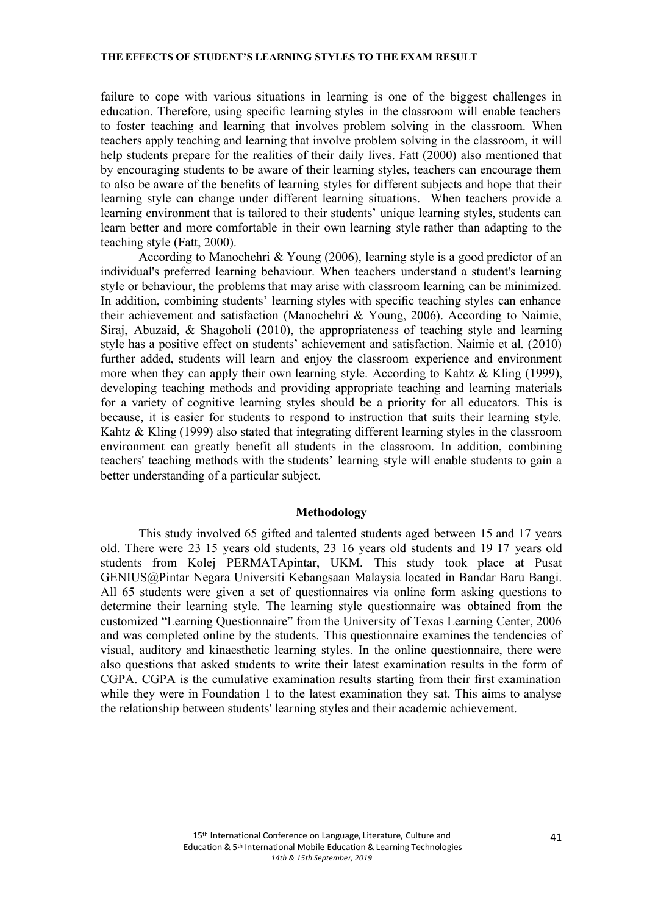failure to cope with various situations in learning is one of the biggest challenges in education. Therefore, using specific learning styles in the classroom will enable teachers to foster teaching and learning that involves problem solving in the classroom. When teachers apply teaching and learning that involve problem solving in the classroom, it will help students prepare for the realities of their daily lives. Fatt (2000) also mentioned that by encouraging students to be aware of their learning styles, teachers can encourage them to also be aware of the benefits of learning styles for different subjects and hope that their learning style can change under different learning situations. When teachers provide a learning environment that is tailored to their students' unique learning styles, students can learn better and more comfortable in their own learning style rather than adapting to the teaching style (Fatt, 2000).

According to Manochehri & Young (2006), learning style is a good predictor of an individual's preferred learning behaviour. When teachers understand a student's learning style or behaviour, the problems that may arise with classroom learning can be minimized. In addition, combining students' learning styles with specific teaching styles can enhance their achievement and satisfaction (Manochehri & Young, 2006). According to Naimie, Siraj, Abuzaid, & Shagoholi (2010), the appropriateness of teaching style and learning style has a positive effect on students' achievement and satisfaction. Naimie et al. (2010) further added, students will learn and enjoy the classroom experience and environment more when they can apply their own learning style. According to Kahtz & Kling (1999), developing teaching methods and providing appropriate teaching and learning materials for a variety of cognitive learning styles should be a priority for all educators. This is because, it is easier for students to respond to instruction that suits their learning style. Kahtz & Kling (1999) also stated that integrating different learning styles in the classroom environment can greatly benefit all students in the classroom. In addition, combining teachers' teaching methods with the students' learning style will enable students to gain a better understanding of a particular subject.

## Methodology

This study involved 65 gifted and talented students aged between 15 and 17 years old. There were 23 15 years old students, 23 16 years old students and 19 17 years old students from Kolej PERMATApintar, UKM. This study took place at Pusat GENIUS@Pintar Negara Universiti Kebangsaan Malaysia located in Bandar Baru Bangi. All 65 students were given a set of questionnaires via online form asking questions to determine their learning style. The learning style questionnaire was obtained from the customized "Learning Questionnaire" from the University of Texas Learning Center, 2006 and was completed online by the students. This questionnaire examines the tendencies of visual, auditory and kinaesthetic learning styles. In the online questionnaire, there were also questions that asked students to write their latest examination results in the form of CGPA. CGPA is the cumulative examination results starting from their first examination while they were in Foundation 1 to the latest examination they sat. This aims to analyse the relationship between students' learning styles and their academic achievement.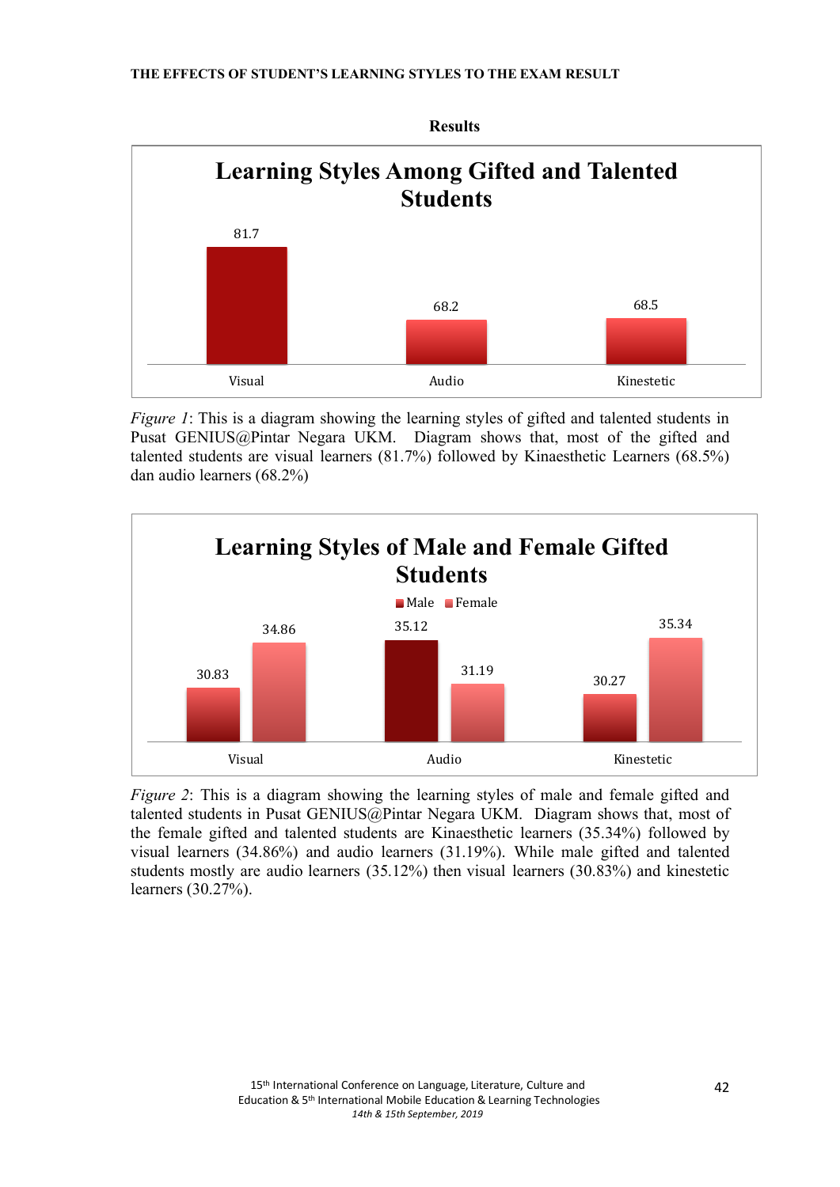## Results

**Learning Styles Among Gifted and Talented Students**

| Learning Style | Percentage |
|---|---|
| Visual | 81.7 |
| Audio | 68.2 |
| Kinestetic | 68.5 |

*Figure 1*: This is a diagram showing the learning styles of gifted and talented students in Pusat GENIUS@Pintar Negara UKM. Diagram shows that, most of the gifted and talented students are visual learners (81.7%) followed by Kinaesthetic Learners (68.5%) dan audio learners (68.2%)

**Learning Styles of Male and Female Gifted Students**

| Learning Style | Male | Female |
|---|---|---|
| Visual | 30.83 | 34.86 |
| Audio | 35.12 | 31.19 |
| Kinestetic | 30.27 | 35.34 |

*Figure 2*: This is a diagram showing the learning styles of male and female gifted and talented students in Pusat GENIUS@Pintar Negara UKM. Diagram shows that, most of the female gifted and talented students are Kinaesthetic learners (35.34%) followed by visual learners (34.86%) and audio learners (31.19%). While male gifted and talented students mostly are audio learners (35.12%) then visual learners (30.83%) and kinestetic learners (30.27%).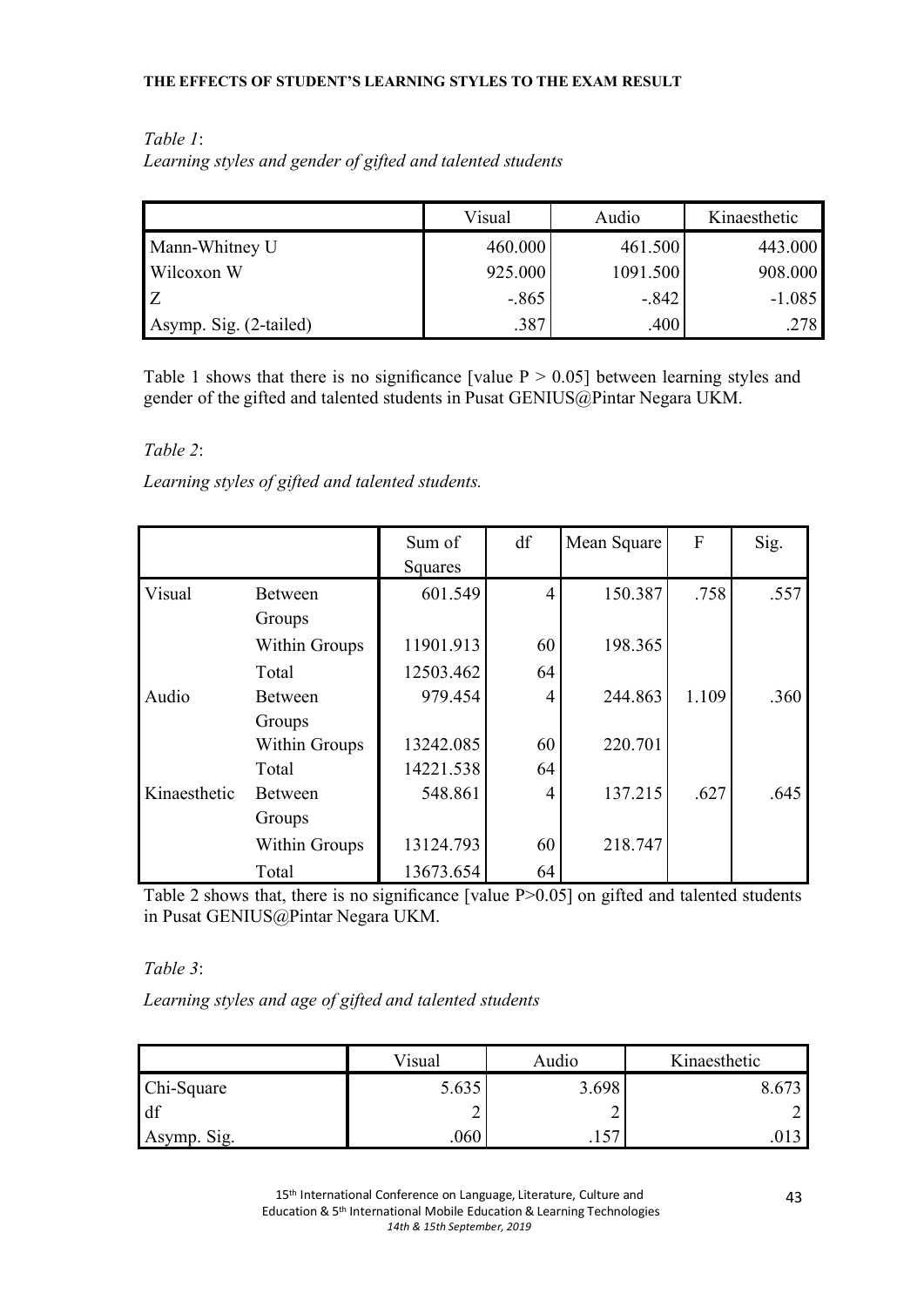*Table 1*:

*Learning styles and gender of gifted and talented students*

| | Visual | Audio | Kinaesthetic |
|---|---|---|---|
| Mann-Whitney U | 460.000 | 461.500 | 443.000 |
| Wilcoxon W | 925.000 | 1091.500 | 908.000 |
| Z | -.865 | -.842 | -1.085 |
| Asymp. Sig. (2-tailed) | .387 | .400 | .278 |

Table 1 shows that there is no significance [value P > 0.05] between learning styles and gender of the gifted and talented students in Pusat GENIUS@Pintar Negara UKM.

*Table 2*:

*Learning styles of gifted and talented students.*

| | | Sum of Squares | df | Mean Square | F | Sig. |
|---|---|---|---|---|---|---|
| Visual | Between Groups | 601.549 | 4 | 150.387 | .758 | .557 |
| | Within Groups | 11901.913 | 60 | 198.365 | | |
| | Total | 12503.462 | 64 | | | |
| Audio | Between Groups | 979.454 | 4 | 244.863 | 1.109 | .360 |
| | Within Groups | 13242.085 | 60 | 220.701 | | |
| | Total | 14221.538 | 64 | | | |
| Kinaesthetic | Between Groups | 548.861 | 4 | 137.215 | .627 | .645 |
| | Within Groups | 13124.793 | 60 | 218.747 | | |
| | Total | 13673.654 | 64 | | | |

Table 2 shows that, there is no significance [value P>0.05] on gifted and talented students in Pusat GENIUS@Pintar Negara UKM.

*Table 3*:

*Learning styles and age of gifted and talented students*

| | Visual | Audio | Kinaesthetic |
|---|---|---|---|
| Chi-Square | 5.635 | 3.698 | 8.673 |
| df | 2 | 2 | 2 |
| Asymp. Sig. | .060 | .157 | .013 |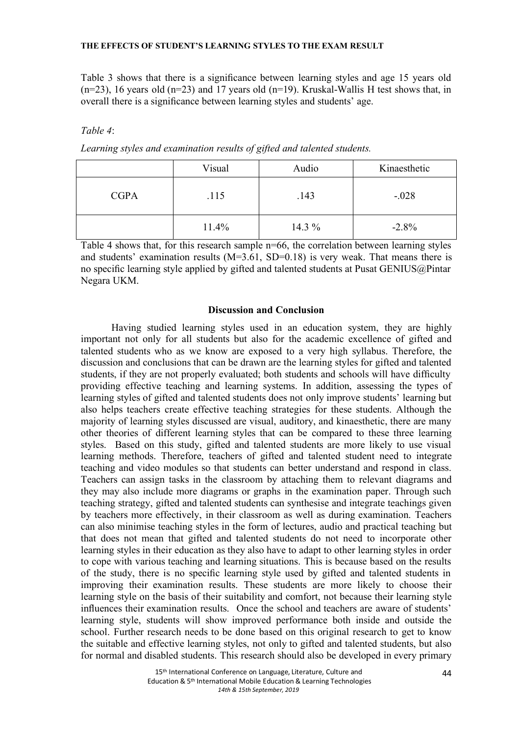Table 3 shows that there is a significance between learning styles and age 15 years old (n=23), 16 years old (n=23) and 17 years old (n=19). Kruskal-Wallis H test shows that, in overall there is a significance between learning styles and students' age.

*Table 4*:

*Learning styles and examination results of gifted and talented students.*

| | Visual | Audio | Kinaesthetic |
|---|---|---|---|
| CGPA | .115 | .143 | -.028 |
| | 11.4% | 14.3 % | -2.8% |

Table 4 shows that, for this research sample n=66, the correlation between learning styles and students' examination results (M=3.61, SD=0.18) is very weak. That means there is no specific learning style applied by gifted and talented students at Pusat GENIUS@Pintar Negara UKM.

## Discussion and Conclusion

Having studied learning styles used in an education system, they are highly important not only for all students but also for the academic excellence of gifted and talented students who as we know are exposed to a very high syllabus. Therefore, the discussion and conclusions that can be drawn are the learning styles for gifted and talented students, if they are not properly evaluated; both students and schools will have difficulty providing effective teaching and learning systems. In addition, assessing the types of learning styles of gifted and talented students does not only improve students' learning but also helps teachers create effective teaching strategies for these students. Although the majority of learning styles discussed are visual, auditory, and kinaesthetic, there are many other theories of different learning styles that can be compared to these three learning styles. Based on this study, gifted and talented students are more likely to use visual learning methods. Therefore, teachers of gifted and talented student need to integrate teaching and video modules so that students can better understand and respond in class. Teachers can assign tasks in the classroom by attaching them to relevant diagrams and they may also include more diagrams or graphs in the examination paper. Through such teaching strategy, gifted and talented students can synthesise and integrate teachings given by teachers more effectively, in their classroom as well as during examination. Teachers can also minimise teaching styles in the form of lectures, audio and practical teaching but that does not mean that gifted and talented students do not need to incorporate other learning styles in their education as they also have to adapt to other learning styles in order to cope with various teaching and learning situations. This is because based on the results of the study, there is no specific learning style used by gifted and talented students in improving their examination results. These students are more likely to choose their learning style on the basis of their suitability and comfort, not because their learning style influences their examination results. Once the school and teachers are aware of students' learning style, students will show improved performance both inside and outside the school. Further research needs to be done based on this original research to get to know the suitable and effective learning styles, not only to gifted and talented students, but also for normal and disabled students. This research should also be developed in every primary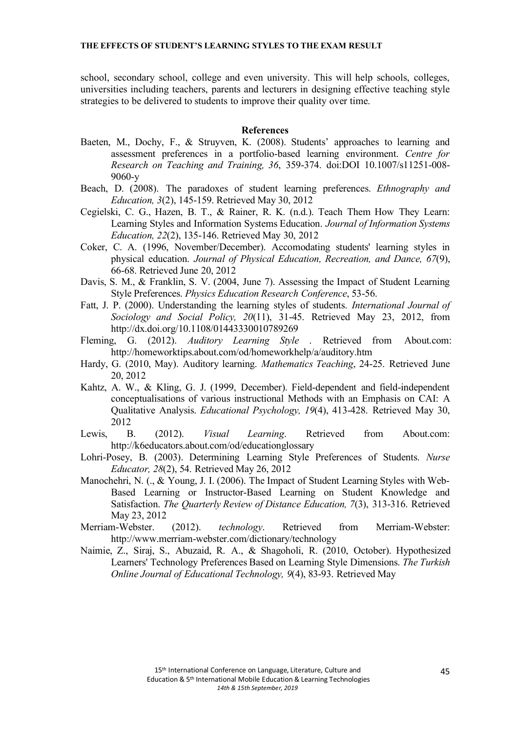school, secondary school, college and even university. This will help schools, colleges, universities including teachers, parents and lecturers in designing effective teaching style strategies to be delivered to students to improve their quality over time.

## References

Baeten, M., Dochy, F., & Struyven, K. (2008). Students' approaches to learning and assessment preferences in a portfolio-based learning environment. *Centre for Research on Teaching and Training, 36*, 359-374. doi:DOI 10.1007/s11251-008-9060-y

Beach, D. (2008). The paradoxes of student learning preferences. *Ethnography and Education, 3*(2), 145-159. Retrieved May 30, 2012

Cegielski, C. G., Hazen, B. T., & Rainer, R. K. (n.d.). Teach Them How They Learn: Learning Styles and Information Systems Education. *Journal of Information Systems Education, 22*(2), 135-146. Retrieved May 30, 2012

Coker, C. A. (1996, November/December). Accomodating students' learning styles in physical education. *Journal of Physical Education, Recreation, and Dance, 67*(9), 66-68. Retrieved June 20, 2012

Davis, S. M., & Franklin, S. V. (2004, June 7). Assessing the Impact of Student Learning Style Preferences. *Physics Education Research Conference*, 53-56.

Fatt, J. P. (2000). Understanding the learning styles of students. *International Journal of Sociology and Social Policy, 20*(11), 31-45. Retrieved May 23, 2012, from http://dx.doi.org/10.1108/01443330010789269

Fleming, G. (2012). *Auditory Learning Style* . Retrieved from About.com: http://homeworktips.about.com/od/homeworkhelp/a/auditory.htm

Hardy, G. (2010, May). Auditory learning. *Mathematics Teaching*, 24-25. Retrieved June 20, 2012

Kahtz, A. W., & Kling, G. J. (1999, December). Field-dependent and field-independent conceptualisations of various instructional Methods with an Emphasis on CAI: A Qualitative Analysis. *Educational Psychology, 19*(4), 413-428. Retrieved May 30, 2012

Lewis, B. (2012). *Visual Learning*. Retrieved from About.com: http://k6educators.about.com/od/educationglossary

Lohri-Posey, B. (2003). Determining Learning Style Preferences of Students. *Nurse Educator, 28*(2), 54. Retrieved May 26, 2012

Manochehri, N. (., & Young, J. I. (2006). The Impact of Student Learning Styles with Web-Based Learning or Instructor-Based Learning on Student Knowledge and Satisfaction. *The Quarterly Review of Distance Education, 7*(3), 313-316. Retrieved May 23, 2012

Merriam-Webster. (2012). *technology*. Retrieved from Merriam-Webster: http://www.merriam-webster.com/dictionary/technology

Naimie, Z., Siraj, S., Abuzaid, R. A., & Shagoholi, R. (2010, October). Hypothesized Learners' Technology Preferences Based on Learning Style Dimensions. *The Turkish Online Journal of Educational Technology, 9*(4), 83-93. Retrieved May